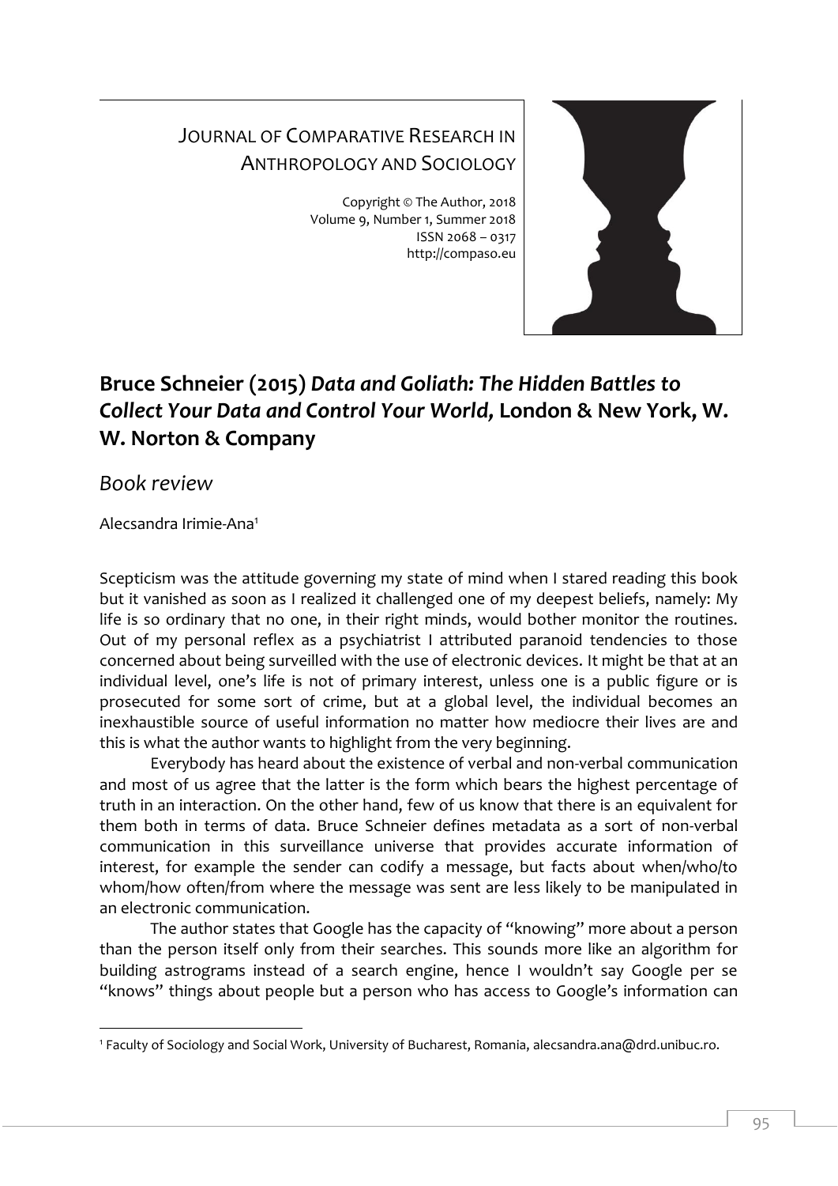JOURNAL OF COMPARATIVE RESEARCH IN ANTHROPOLOGY AND SOCIOLOGY

Copyright © The Author, 2018
Volume 9, Number 1, Summer 2018
ISSN 2068 – 0317
http://compaso.eu

# Bruce Schneier (2015) *Data and Goliath: The Hidden Battles to Collect Your Data and Control Your World,* London & New York, W. W. Norton & Company

## *Book review*

Alecsandra Irimie-Ana[1]

Scepticism was the attitude governing my state of mind when I stared reading this book but it vanished as soon as I realized it challenged one of my deepest beliefs, namely: My life is so ordinary that no one, in their right minds, would bother monitor the routines. Out of my personal reflex as a psychiatrist I attributed paranoid tendencies to those concerned about being surveilled with the use of electronic devices. It might be that at an individual level, one's life is not of primary interest, unless one is a public figure or is prosecuted for some sort of crime, but at a global level, the individual becomes an inexhaustible source of useful information no matter how mediocre their lives are and this is what the author wants to highlight from the very beginning.

Everybody has heard about the existence of verbal and non-verbal communication and most of us agree that the latter is the form which bears the highest percentage of truth in an interaction. On the other hand, few of us know that there is an equivalent for them both in terms of data. Bruce Schneier defines metadata as a sort of non-verbal communication in this surveillance universe that provides accurate information of interest, for example the sender can codify a message, but facts about when/who/to whom/how often/from where the message was sent are less likely to be manipulated in an electronic communication.

The author states that Google has the capacity of "knowing" more about a person than the person itself only from their searches. This sounds more like an algorithm for building astrograms instead of a search engine, hence I wouldn't say Google per se "knows" things about people but a person who has access to Google's information can

[1] Faculty of Sociology and Social Work, University of Bucharest, Romania, alecsandra.ana@drd.unibuc.ro.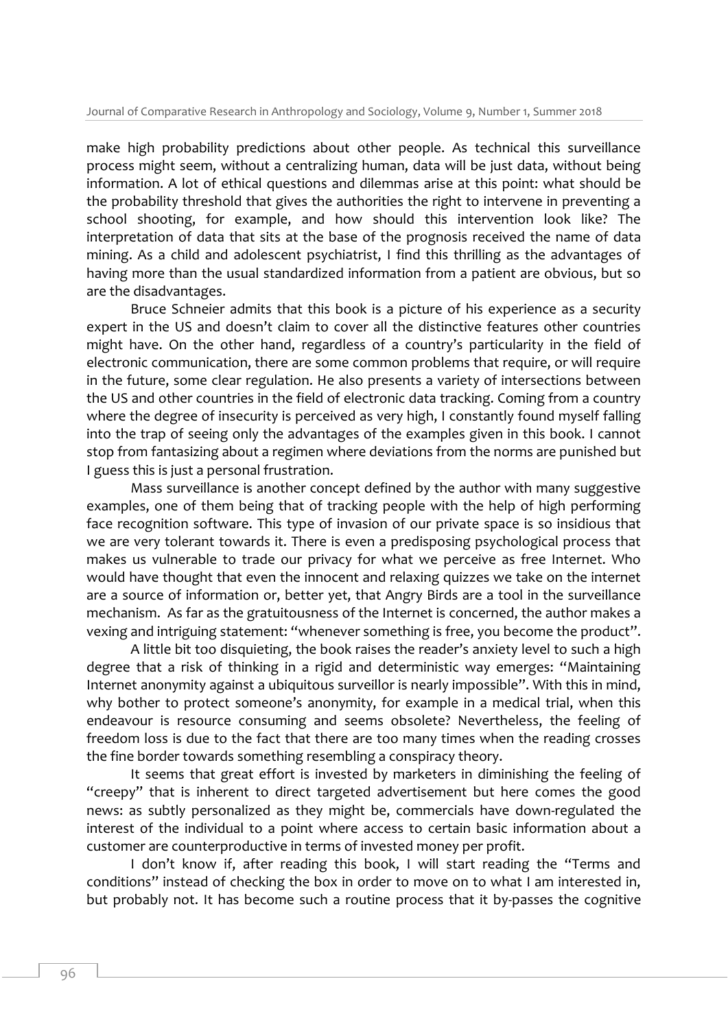make high probability predictions about other people. As technical this surveillance process might seem, without a centralizing human, data will be just data, without being information. A lot of ethical questions and dilemmas arise at this point: what should be the probability threshold that gives the authorities the right to intervene in preventing a school shooting, for example, and how should this intervention look like? The interpretation of data that sits at the base of the prognosis received the name of data mining. As a child and adolescent psychiatrist, I find this thrilling as the advantages of having more than the usual standardized information from a patient are obvious, but so are the disadvantages.

Bruce Schneier admits that this book is a picture of his experience as a security expert in the US and doesn't claim to cover all the distinctive features other countries might have. On the other hand, regardless of a country's particularity in the field of electronic communication, there are some common problems that require, or will require in the future, some clear regulation. He also presents a variety of intersections between the US and other countries in the field of electronic data tracking. Coming from a country where the degree of insecurity is perceived as very high, I constantly found myself falling into the trap of seeing only the advantages of the examples given in this book. I cannot stop from fantasizing about a regimen where deviations from the norms are punished but I guess this is just a personal frustration.

Mass surveillance is another concept defined by the author with many suggestive examples, one of them being that of tracking people with the help of high performing face recognition software. This type of invasion of our private space is so insidious that we are very tolerant towards it. There is even a predisposing psychological process that makes us vulnerable to trade our privacy for what we perceive as free Internet. Who would have thought that even the innocent and relaxing quizzes we take on the internet are a source of information or, better yet, that Angry Birds are a tool in the surveillance mechanism. As far as the gratuitousness of the Internet is concerned, the author makes a vexing and intriguing statement: "whenever something is free, you become the product".

A little bit too disquieting, the book raises the reader's anxiety level to such a high degree that a risk of thinking in a rigid and deterministic way emerges: "Maintaining Internet anonymity against a ubiquitous surveillor is nearly impossible". With this in mind, why bother to protect someone's anonymity, for example in a medical trial, when this endeavour is resource consuming and seems obsolete? Nevertheless, the feeling of freedom loss is due to the fact that there are too many times when the reading crosses the fine border towards something resembling a conspiracy theory.

It seems that great effort is invested by marketers in diminishing the feeling of "creepy" that is inherent to direct targeted advertisement but here comes the good news: as subtly personalized as they might be, commercials have down-regulated the interest of the individual to a point where access to certain basic information about a customer are counterproductive in terms of invested money per profit.

I don't know if, after reading this book, I will start reading the "Terms and conditions" instead of checking the box in order to move on to what I am interested in, but probably not. It has become such a routine process that it by-passes the cognitive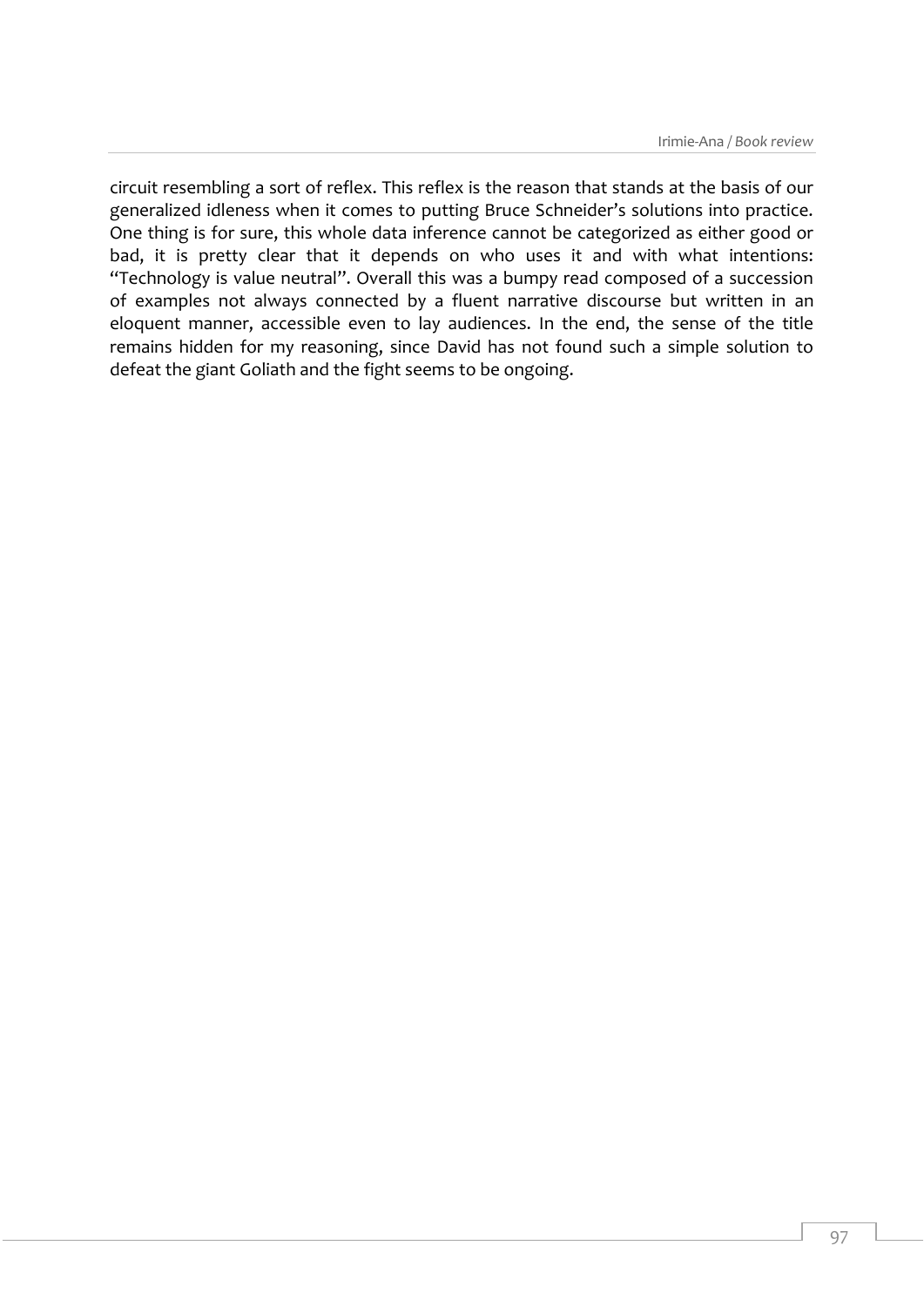circuit resembling a sort of reflex. This reflex is the reason that stands at the basis of our generalized idleness when it comes to putting Bruce Schneider's solutions into practice. One thing is for sure, this whole data inference cannot be categorized as either good or bad, it is pretty clear that it depends on who uses it and with what intentions: "Technology is value neutral". Overall this was a bumpy read composed of a succession of examples not always connected by a fluent narrative discourse but written in an eloquent manner, accessible even to lay audiences. In the end, the sense of the title remains hidden for my reasoning, since David has not found such a simple solution to defeat the giant Goliath and the fight seems to be ongoing.